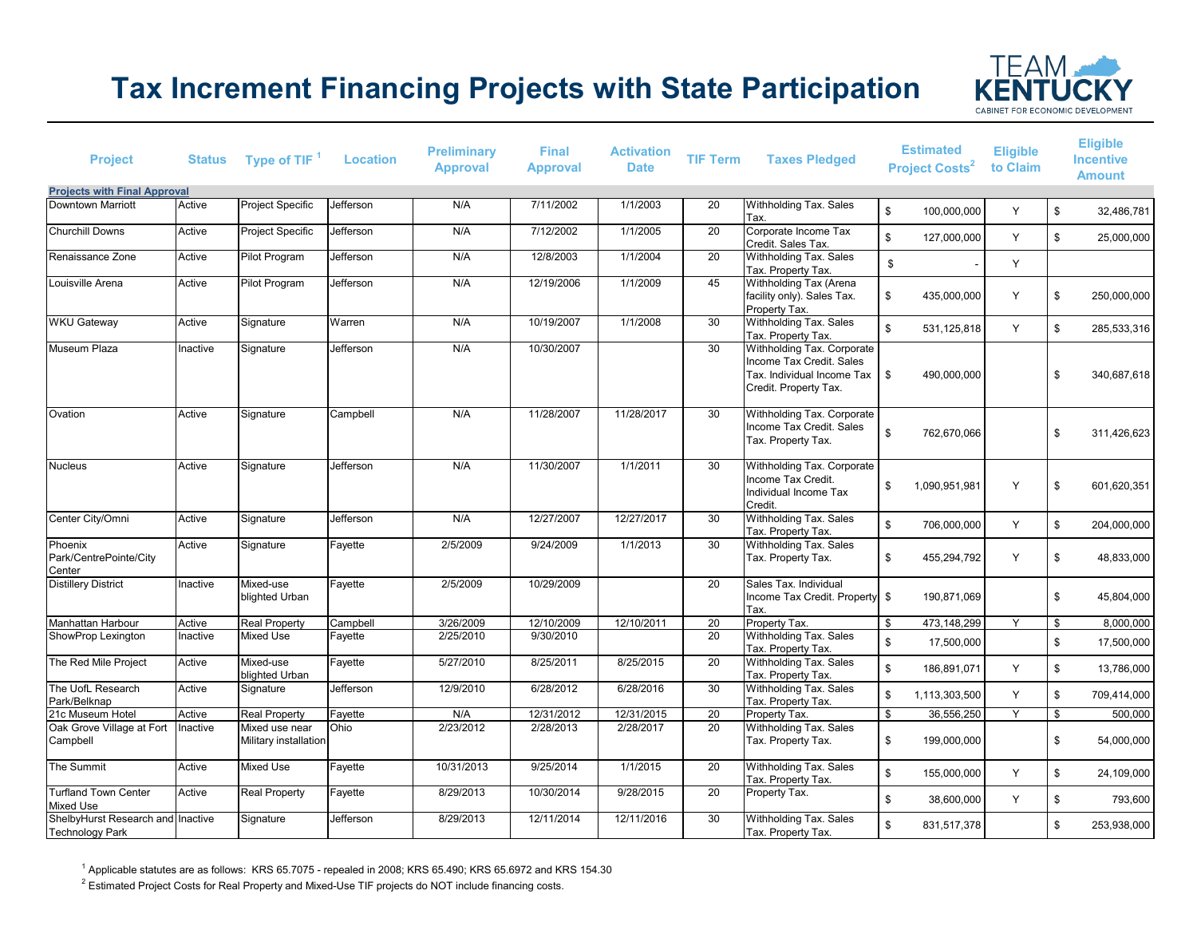# Tax Increment Financing Projects with State Participation

TEAM KENTUCKY
CABINET FOR ECONOMIC DEVELOPMENT

| Project | Status | Type of TIF [1] | Location | Preliminary Approval | Final Approval | Activation Date | TIF Term | Taxes Pledged | Estimated Project Costs[2] | Eligible to Claim | Eligible Incentive Amount |
|---|---|---|---|---|---|---|---|---|---|---|---|
| **Projects with Final Approval** | | | | | | | | | | | |
| Downtown Marriott | Active | Project Specific | Jefferson | N/A | 7/11/2002 | 1/1/2003 | 20 | Withholding Tax. Sales Tax. | $ 100,000,000 | Y | $ 32,486,781 |
| Churchill Downs | Active | Project Specific | Jefferson | N/A | 7/12/2002 | 1/1/2005 | 20 | Corporate Income Tax Credit. Sales Tax. | $ 127,000,000 | Y | $ 25,000,000 |
| Renaissance Zone | Active | Pilot Program | Jefferson | N/A | 12/8/2003 | 1/1/2004 | 20 | Withholding Tax. Sales Tax. Property Tax. | $ - | Y | |
| Louisville Arena | Active | Pilot Program | Jefferson | N/A | 12/19/2006 | 1/1/2009 | 45 | Withholding Tax (Arena facility only). Sales Tax. Property Tax. | $ 435,000,000 | Y | $ 250,000,000 |
| WKU Gateway | Active | Signature | Warren | N/A | 10/19/2007 | 1/1/2008 | 30 | Withholding Tax. Sales Tax. Property Tax. | $ 531,125,818 | Y | $ 285,533,316 |
| Museum Plaza | Inactive | Signature | Jefferson | N/A | 10/30/2007 | | 30 | Withholding Tax. Corporate Income Tax Credit. Sales Tax. Individual Income Tax Credit. Property Tax. | $ 490,000,000 | | $ 340,687,618 |
| Ovation | Active | Signature | Campbell | N/A | 11/28/2007 | 11/28/2017 | 30 | Withholding Tax. Corporate Income Tax Credit. Sales Tax. Property Tax. | $ 762,670,066 | | $ 311,426,623 |
| Nucleus | Active | Signature | Jefferson | N/A | 11/30/2007 | 1/1/2011 | 30 | Withholding Tax. Corporate Income Tax Credit. Individual Income Tax Credit. | $ 1,090,951,981 | Y | $ 601,620,351 |
| Center City/Omni | Active | Signature | Jefferson | N/A | 12/27/2007 | 12/27/2017 | 30 | Withholding Tax. Sales Tax. Property Tax. | $ 706,000,000 | Y | $ 204,000,000 |
| Phoenix Park/CentrePointe/City Center | Active | Signature | Fayette | 2/5/2009 | 9/24/2009 | 1/1/2013 | 30 | Withholding Tax. Sales Tax. Property Tax. | $ 455,294,792 | Y | $ 48,833,000 |
| Distillery District | Inactive | Mixed-use blighted Urban | Fayette | 2/5/2009 | 10/29/2009 | | 20 | Sales Tax. Individual Income Tax Credit. Property Tax. | $ 190,871,069 | | $ 45,804,000 |
| Manhattan Harbour | Active | Real Property | Campbell | 3/26/2009 | 12/10/2009 | 12/10/2011 | 20 | Property Tax. | $ 473,148,299 | Y | $ 8,000,000 |
| ShowProp Lexington | Inactive | Mixed Use | Fayette | 2/25/2010 | 9/30/2010 | | 20 | Withholding Tax. Sales Tax. Property Tax. | $ 17,500,000 | | $ 17,500,000 |
| The Red Mile Project | Active | Mixed-use blighted Urban | Fayette | 5/27/2010 | 8/25/2011 | 8/25/2015 | 20 | Withholding Tax. Sales Tax. Property Tax. | $ 186,891,071 | Y | $ 13,786,000 |
| The UofL Research Park/Belknap | Active | Signature | Jefferson | 12/9/2010 | 6/28/2012 | 6/28/2016 | 30 | Withholding Tax. Sales Tax. Property Tax. | $ 1,113,303,500 | Y | $ 709,414,000 |
| 21c Museum Hotel | Active | Real Property | Fayette | N/A | 12/31/2012 | 12/31/2015 | 20 | Property Tax. | $ 36,556,250 | Y | $ 500,000 |
| Oak Grove Village at Fort Campbell | Inactive | Mixed use near Military installation | Ohio | 2/23/2012 | 2/28/2013 | 2/28/2017 | 20 | Withholding Tax. Sales Tax. Property Tax. | $ 199,000,000 | | $ 54,000,000 |
| The Summit | Active | Mixed Use | Fayette | 10/31/2013 | 9/25/2014 | 1/1/2015 | 20 | Withholding Tax. Sales Tax. Property Tax. | $ 155,000,000 | Y | $ 24,109,000 |
| Turfland Town Center Mixed Use | Active | Real Property | Fayette | 8/29/2013 | 10/30/2014 | 9/28/2015 | 20 | Property Tax. | $ 38,600,000 | Y | $ 793,600 |
| ShelbyHurst Research and Technology Park | Inactive | Signature | Jefferson | 8/29/2013 | 12/11/2014 | 12/11/2016 | 30 | Withholding Tax. Sales Tax. Property Tax. | $ 831,517,378 | | $ 253,938,000 |

[1] Applicable statutes are as follows: KRS 65.7075 - repealed in 2008; KRS 65.490; KRS 65.6972 and KRS 154.30

[2] Estimated Project Costs for Real Property and Mixed-Use TIF projects do NOT include financing costs.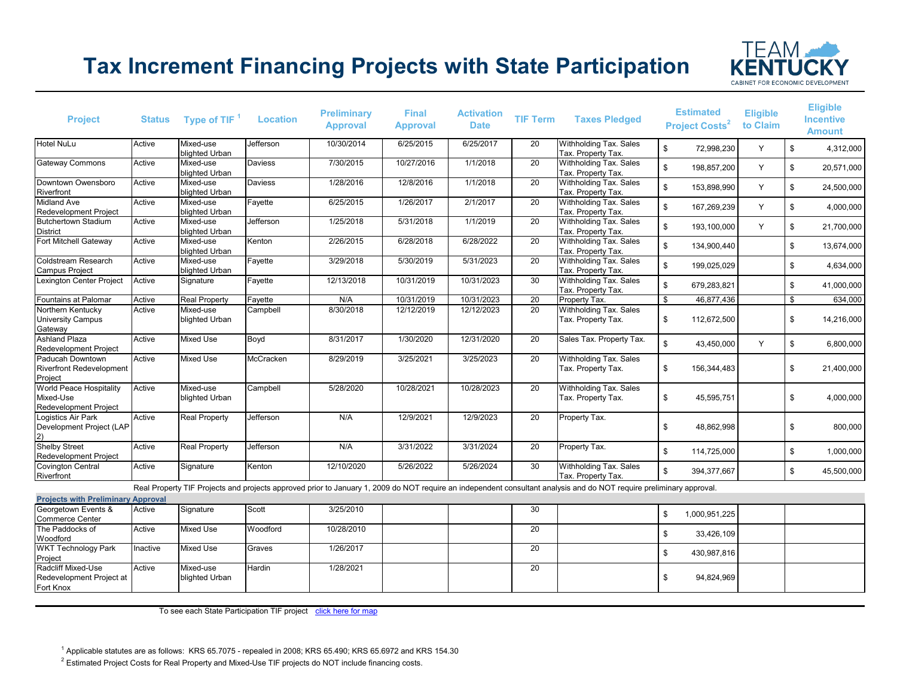# Tax Increment Financing Projects with State Participation

TEAM KENTUCKY
CABINET FOR ECONOMIC DEVELOPMENT

| Project | Status | Type of TIF [1] | Location | Preliminary Approval | Final Approval | Activation Date | TIF Term | Taxes Pledged | Estimated Project Costs [2] | Eligible to Claim | Eligible Incentive Amount |
|---|---|---|---|---|---|---|---|---|---|---|---|
| Hotel NuLu | Active | Mixed-use blighted Urban | Jefferson | 10/30/2014 | 6/25/2015 | 6/25/2017 | 20 | Withholding Tax. Sales Tax. Property Tax. | $ 72,998,230 | Y | $ 4,312,000 |
| Gateway Commons | Active | Mixed-use blighted Urban | Daviess | 7/30/2015 | 10/27/2016 | 1/1/2018 | 20 | Withholding Tax. Sales Tax. Property Tax. | $ 198,857,200 | Y | $ 20,571,000 |
| Downtown Owensboro Riverfront | Active | Mixed-use blighted Urban | Daviess | 1/28/2016 | 12/8/2016 | 1/1/2018 | 20 | Withholding Tax. Sales Tax. Property Tax. | $ 153,898,990 | Y | $ 24,500,000 |
| Midland Ave Redevelopment Project | Active | Mixed-use blighted Urban | Fayette | 6/25/2015 | 1/26/2017 | 2/1/2017 | 20 | Withholding Tax. Sales Tax. Property Tax. | $ 167,269,239 | Y | $ 4,000,000 |
| Butchertown Stadium District | Active | Mixed-use blighted Urban | Jefferson | 1/25/2018 | 5/31/2018 | 1/1/2019 | 20 | Withholding Tax. Sales Tax. Property Tax. | $ 193,100,000 | Y | $ 21,700,000 |
| Fort Mitchell Gateway | Active | Mixed-use blighted Urban | Kenton | 2/26/2015 | 6/28/2018 | 6/28/2022 | 20 | Withholding Tax. Sales Tax. Property Tax. | $ 134,900,440 | | $ 13,674,000 |
| Coldstream Research Campus Project | Active | Mixed-use blighted Urban | Fayette | 3/29/2018 | 5/30/2019 | 5/31/2023 | 20 | Withholding Tax. Sales Tax. Property Tax. | $ 199,025,029 | | $ 4,634,000 |
| Lexington Center Project | Active | Signature | Fayette | 12/13/2018 | 10/31/2019 | 10/31/2023 | 30 | Withholding Tax. Sales Tax. Property Tax. | $ 679,283,821 | | $ 41,000,000 |
| Fountains at Palomar | Active | Real Property | Fayette | N/A | 10/31/2019 | 10/31/2023 | 20 | Property Tax. | $ 46,877,436 | | $ 634,000 |
| Northern Kentucky University Campus Gateway | Active | Mixed-use blighted Urban | Campbell | 8/30/2018 | 12/12/2019 | 12/12/2023 | 20 | Withholding Tax. Sales Tax. Property Tax. | $ 112,672,500 | | $ 14,216,000 |
| Ashland Plaza Redevelopment Project | Active | Mixed Use | Boyd | 8/31/2017 | 1/30/2020 | 12/31/2020 | 20 | Sales Tax. Property Tax. | $ 43,450,000 | Y | $ 6,800,000 |
| Paducah Downtown Riverfront Redevelopment Project | Active | Mixed Use | McCracken | 8/29/2019 | 3/25/2021 | 3/25/2023 | 20 | Withholding Tax. Sales Tax. Property Tax. | $ 156,344,483 | | $ 21,400,000 |
| World Peace Hospitality Mixed-Use Redevelopment Project | Active | Mixed-use blighted Urban | Campbell | 5/28/2020 | 10/28/2021 | 10/28/2023 | 20 | Withholding Tax. Sales Tax. Property Tax. | $ 45,595,751 | | $ 4,000,000 |
| Logistics Air Park Development Project (LAP 2) | Active | Real Property | Jefferson | N/A | 12/9/2021 | 12/9/2023 | 20 | Property Tax. | $ 48,862,998 | | $ 800,000 |
| Shelby Street Redevelopment Project | Active | Real Property | Jefferson | N/A | 3/31/2022 | 3/31/2024 | 20 | Property Tax. | $ 114,725,000 | | $ 1,000,000 |
| Covington Central Riverfront | Active | Signature | Kenton | 12/10/2020 | 5/26/2022 | 5/26/2024 | 30 | Withholding Tax. Sales Tax. Property Tax. | $ 394,377,667 | | $ 45,500,000 |

Real Property TIF Projects and projects approved prior to January 1, 2009 do NOT require an independent consultant analysis and do NOT require preliminary approval.

**Projects with Preliminary Approval**

| Project | Status | Type of TIF | Location | Preliminary Approval | Final Approval | Activation Date | TIF Term | Taxes Pledged | Estimated Project Costs | Eligible to Claim | Eligible Incentive Amount |
|---|---|---|---|---|---|---|---|---|---|---|---|
| Georgetown Events & Commerce Center | Active | Signature | Scott | 3/25/2010 | | | 30 | | $ 1,000,951,225 | | |
| The Paddocks of Woodford | Active | Mixed Use | Woodford | 10/28/2010 | | | 20 | | $ 33,426,109 | | |
| WKT Technology Park Project | Inactive | Mixed Use | Graves | 1/26/2017 | | | 20 | | $ 430,987,816 | | |
| Radcliff Mixed-Use Redevelopment Project at Fort Knox | Active | Mixed-use blighted Urban | Hardin | 1/28/2021 | | | 20 | | $ 94,824,969 | | |

To see each State Participation TIF project [click here for map]

[1] Applicable statutes are as follows: KRS 65.7075 - repealed in 2008; KRS 65.490; KRS 65.6972 and KRS 154.30

[2] Estimated Project Costs for Real Property and Mixed-Use TIF projects do NOT include financing costs.